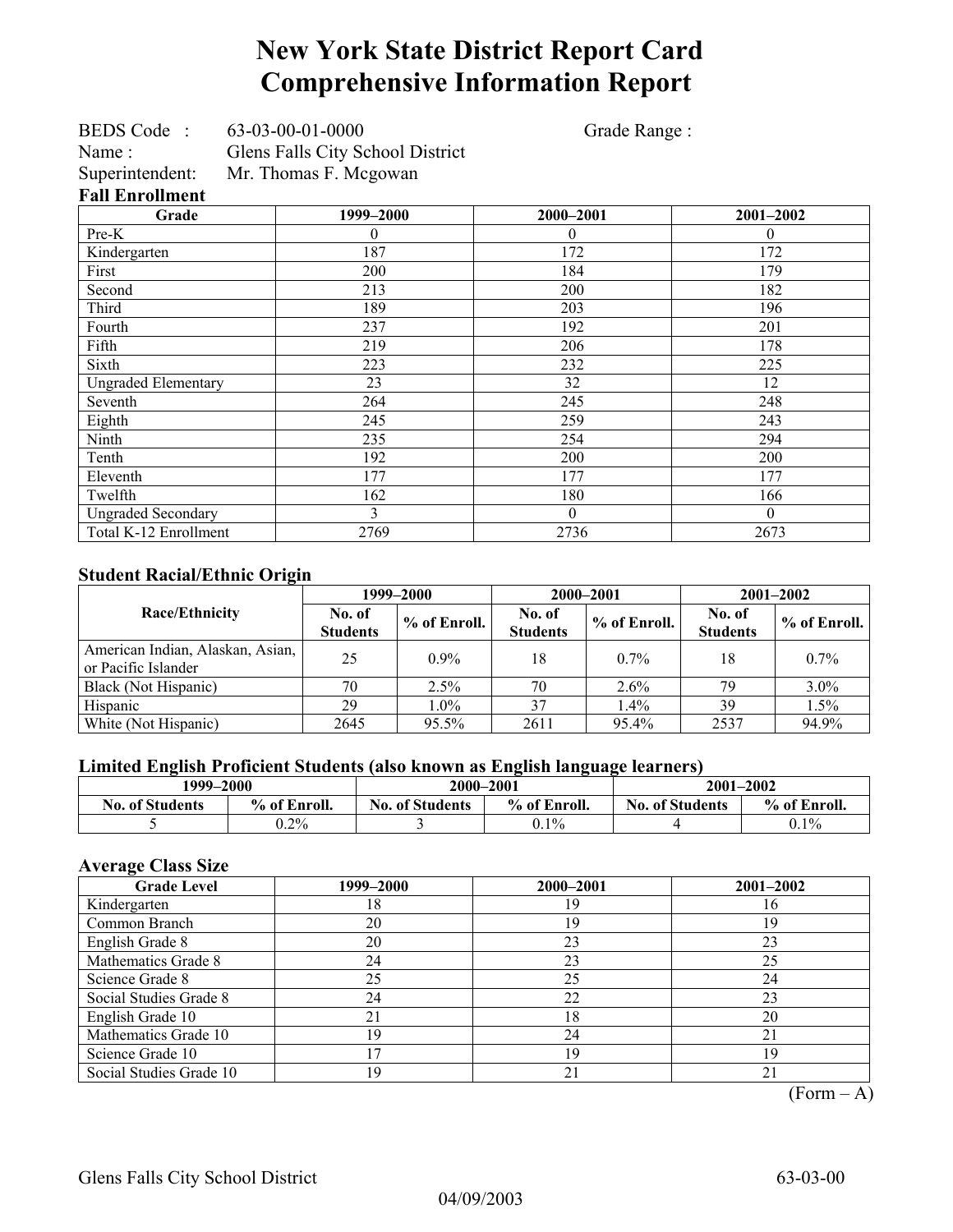# New York State District Report Card
# Comprehensive Information Report

BEDS Code : 63-03-00-01-0000 Grade Range :
Name : Glens Falls City School District
Superintendent: Mr. Thomas F. Mcgowan

### Fall Enrollment

| Grade | 1999–2000 | 2000–2001 | 2001–2002 |
|---|---|---|---|
| Pre-K | 0 | 0 | 0 |
| Kindergarten | 187 | 172 | 172 |
| First | 200 | 184 | 179 |
| Second | 213 | 200 | 182 |
| Third | 189 | 203 | 196 |
| Fourth | 237 | 192 | 201 |
| Fifth | 219 | 206 | 178 |
| Sixth | 223 | 232 | 225 |
| Ungraded Elementary | 23 | 32 | 12 |
| Seventh | 264 | 245 | 248 |
| Eighth | 245 | 259 | 243 |
| Ninth | 235 | 254 | 294 |
| Tenth | 192 | 200 | 200 |
| Eleventh | 177 | 177 | 177 |
| Twelfth | 162 | 180 | 166 |
| Ungraded Secondary | 3 | 0 | 0 |
| Total K-12 Enrollment | 2769 | 2736 | 2673 |

### Student Racial/Ethnic Origin

| Race/Ethnicity | 1999–2000 | | 2000–2001 | | 2001–2002 | |
|---|---|---|---|---|---|---|
| | No. of Students | % of Enroll. | No. of Students | % of Enroll. | No. of Students | % of Enroll. |
| American Indian, Alaskan, Asian, or Pacific Islander | 25 | 0.9% | 18 | 0.7% | 18 | 0.7% |
| Black (Not Hispanic) | 70 | 2.5% | 70 | 2.6% | 79 | 3.0% |
| Hispanic | 29 | 1.0% | 37 | 1.4% | 39 | 1.5% |
| White (Not Hispanic) | 2645 | 95.5% | 2611 | 95.4% | 2537 | 94.9% |

### Limited English Proficient Students (also known as English language learners)

| 1999–2000 | | 2000–2001 | | 2001–2002 | |
|---|---|---|---|---|---|
| No. of Students | % of Enroll. | No. of Students | % of Enroll. | No. of Students | % of Enroll. |
| 5 | 0.2% | 3 | 0.1% | 4 | 0.1% |

### Average Class Size

| Grade Level | 1999–2000 | 2000–2001 | 2001–2002 |
|---|---|---|---|
| Kindergarten | 18 | 19 | 16 |
| Common Branch | 20 | 19 | 19 |
| English Grade 8 | 20 | 23 | 23 |
| Mathematics Grade 8 | 24 | 23 | 25 |
| Science Grade 8 | 25 | 25 | 24 |
| Social Studies Grade 8 | 24 | 22 | 23 |
| English Grade 10 | 21 | 18 | 20 |
| Mathematics Grade 10 | 19 | 24 | 21 |
| Science Grade 10 | 17 | 19 | 19 |
| Social Studies Grade 10 | 19 | 21 | 21 |

(Form – A)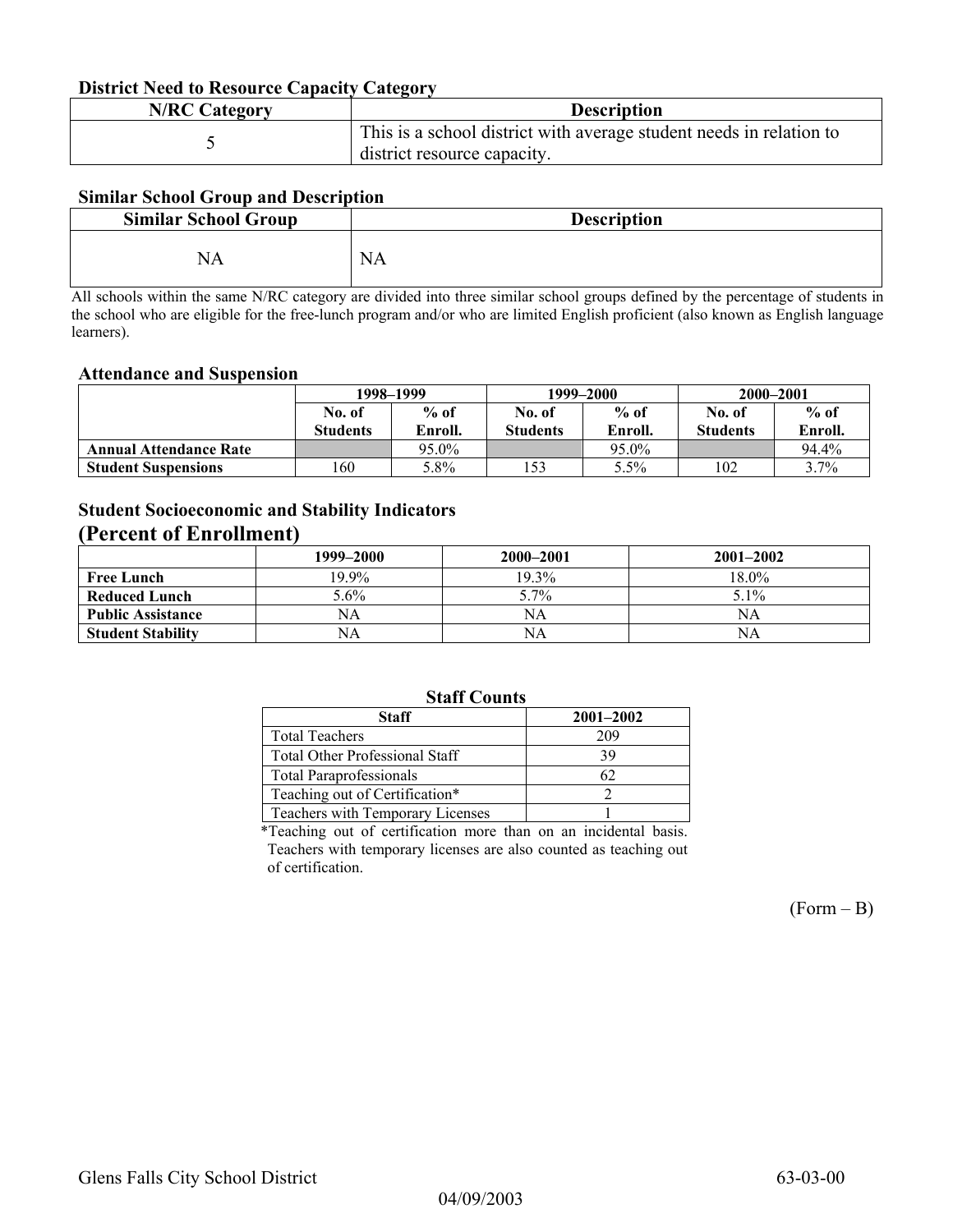### District Need to Resource Capacity Category

| N/RC Category | Description |
|---|---|
| 5 | This is a school district with average student needs in relation to district resource capacity. |

### Similar School Group and Description

| Similar School Group | Description |
|---|---|
| NA | NA |

All schools within the same N/RC category are divided into three similar school groups defined by the percentage of students in the school who are eligible for the free-lunch program and/or who are limited English proficient (also known as English language learners).

### Attendance and Suspension

| | 1998–1999 | | 1999–2000 | | 2000–2001 | |
|---|---|---|---|---|---|---|
| | No. of Students | % of Enroll. | No. of Students | % of Enroll. | No. of Students | % of Enroll. |
| **Annual Attendance Rate** | | 95.0% | | 95.0% | | 94.4% |
| **Student Suspensions** | 160 | 5.8% | 153 | 5.5% | 102 | 3.7% |

### Student Socioeconomic and Stability Indicators
## (Percent of Enrollment)

| | 1999–2000 | 2000–2001 | 2001–2002 |
|---|---|---|---|
| **Free Lunch** | 19.9% | 19.3% | 18.0% |
| **Reduced Lunch** | 5.6% | 5.7% | 5.1% |
| **Public Assistance** | NA | NA | NA |
| **Student Stability** | NA | NA | NA |

### Staff Counts

| Staff | 2001–2002 |
|---|---|
| Total Teachers | 209 |
| Total Other Professional Staff | 39 |
| Total Paraprofessionals | 62 |
| Teaching out of Certification* | 2 |
| Teachers with Temporary Licenses | 1 |

*Teaching out of certification more than on an incidental basis. Teachers with temporary licenses are also counted as teaching out of certification.

(Form – B)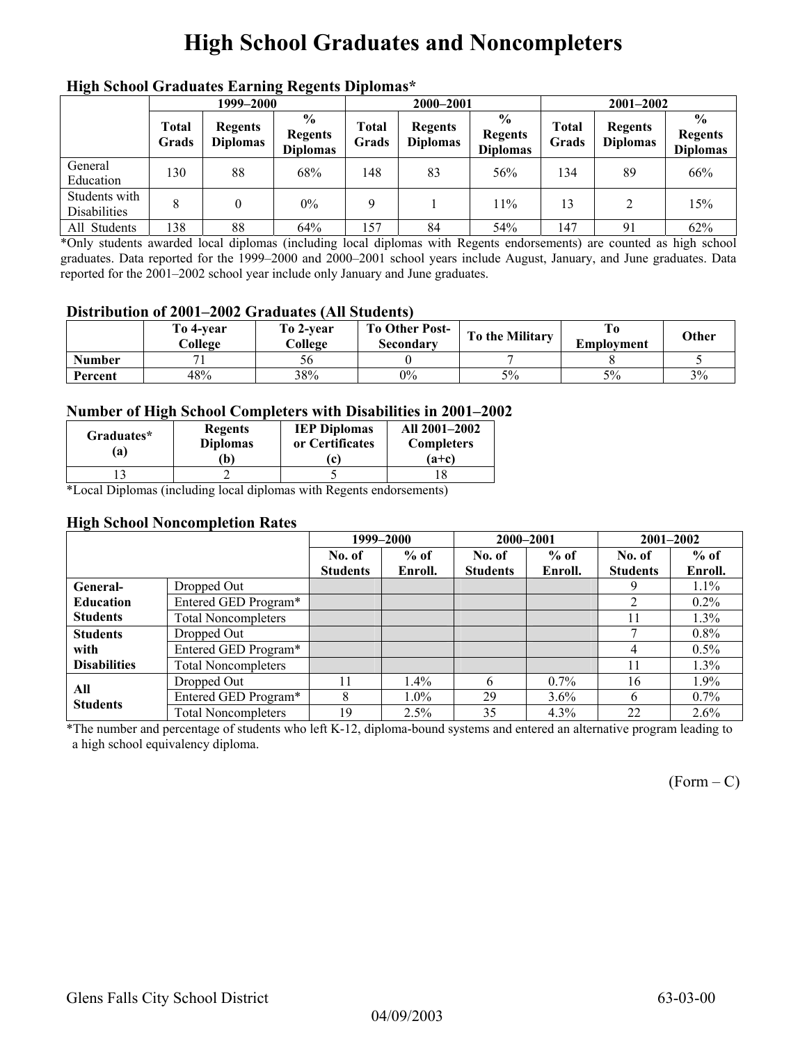# High School Graduates and Noncompleters

### High School Graduates Earning Regents Diplomas*

| | 1999–2000 | | | 2000–2001 | | | 2001–2002 | | |
|---|---|---|---|---|---|---|---|---|---|
| | Total Grads | Regents Diplomas | % Regents Diplomas | Total Grads | Regents Diplomas | % Regents Diplomas | Total Grads | Regents Diplomas | % Regents Diplomas |
| General Education | 130 | 88 | 68% | 148 | 83 | 56% | 134 | 89 | 66% |
| Students with Disabilities | 8 | 0 | 0% | 9 | 1 | 11% | 13 | 2 | 15% |
| All Students | 138 | 88 | 64% | 157 | 84 | 54% | 147 | 91 | 62% |

*Only students awarded local diplomas (including local diplomas with Regents endorsements) are counted as high school graduates. Data reported for the 1999–2000 and 2000–2001 school years include August, January, and June graduates. Data reported for the 2001–2002 school year include only January and June graduates.

### Distribution of 2001–2002 Graduates (All Students)

| | To 4-year College | To 2-year College | To Other Post-Secondary | To the Military | To Employment | Other |
|---|---|---|---|---|---|---|
| Number | 71 | 56 | 0 | 7 | 8 | 5 |
| Percent | 48% | 38% | 0% | 5% | 5% | 3% |

### Number of High School Completers with Disabilities in 2001–2002

| Graduates* (a) | Regents Diplomas (b) | IEP Diplomas or Certificates (c) | All 2001–2002 Completers (a+c) |
|---|---|---|---|
| 13 | 2 | 5 | 18 |

*Local Diplomas (including local diplomas with Regents endorsements)

### High School Noncompletion Rates

| | | 1999–2000 | | 2000–2001 | | 2001–2002 | |
|---|---|---|---|---|---|---|---|
| | | No. of Students | % of Enroll. | No. of Students | % of Enroll. | No. of Students | % of Enroll. |
| General-Education Students | Dropped Out | | | | | 9 | 1.1% |
| | Entered GED Program* | | | | | 2 | 0.2% |
| | Total Noncompleters | | | | | 11 | 1.3% |
| Students with Disabilities | Dropped Out | | | | | 7 | 0.8% |
| | Entered GED Program* | | | | | 4 | 0.5% |
| | Total Noncompleters | | | | | 11 | 1.3% |
| All Students | Dropped Out | 11 | 1.4% | 6 | 0.7% | 16 | 1.9% |
| | Entered GED Program* | 8 | 1.0% | 29 | 3.6% | 6 | 0.7% |
| | Total Noncompleters | 19 | 2.5% | 35 | 4.3% | 22 | 2.6% |

*The number and percentage of students who left K-12, diploma-bound systems and entered an alternative program leading to a high school equivalency diploma.

(Form – C)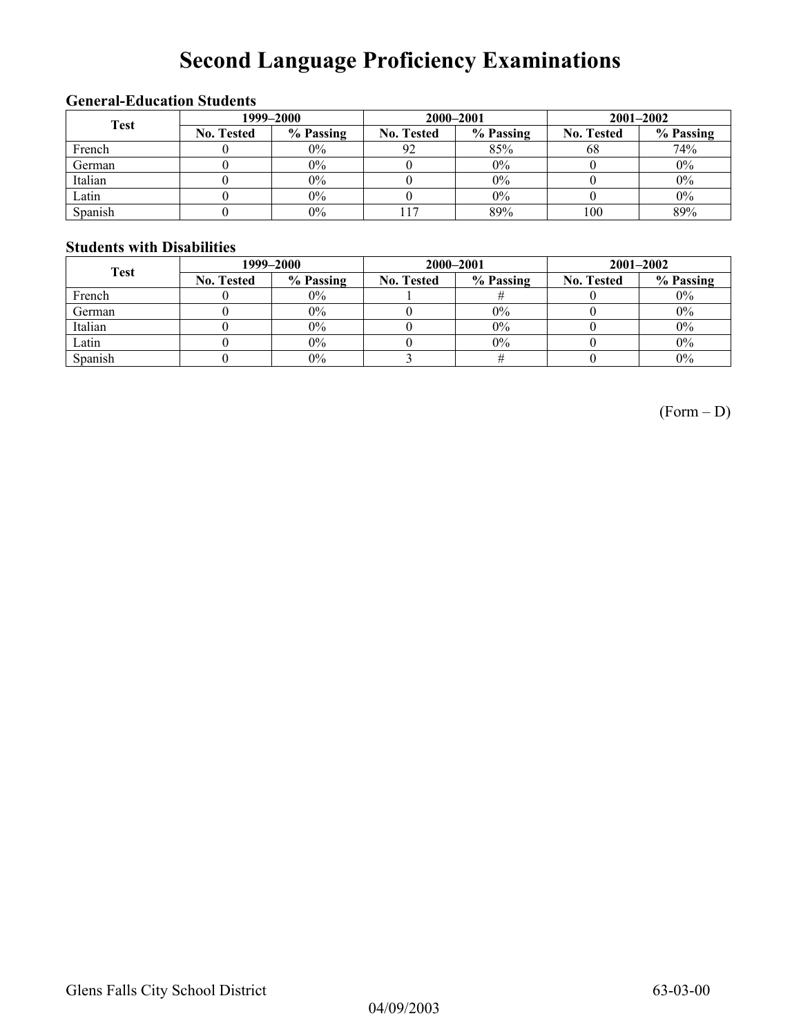# Second Language Proficiency Examinations

### General-Education Students

| Test | 1999–2000 | | 2000–2001 | | 2001–2002 | |
|---|---|---|---|---|---|---|
| | No. Tested | % Passing | No. Tested | % Passing | No. Tested | % Passing |
| French | 0 | 0% | 92 | 85% | 68 | 74% |
| German | 0 | 0% | 0 | 0% | 0 | 0% |
| Italian | 0 | 0% | 0 | 0% | 0 | 0% |
| Latin | 0 | 0% | 0 | 0% | 0 | 0% |
| Spanish | 0 | 0% | 117 | 89% | 100 | 89% |

### Students with Disabilities

| Test | 1999–2000 | | 2000–2001 | | 2001–2002 | |
|---|---|---|---|---|---|---|
| | No. Tested | % Passing | No. Tested | % Passing | No. Tested | % Passing |
| French | 0 | 0% | 1 | # | 0 | 0% |
| German | 0 | 0% | 0 | 0% | 0 | 0% |
| Italian | 0 | 0% | 0 | 0% | 0 | 0% |
| Latin | 0 | 0% | 0 | 0% | 0 | 0% |
| Spanish | 0 | 0% | 3 | # | 0 | 0% |

(Form – D)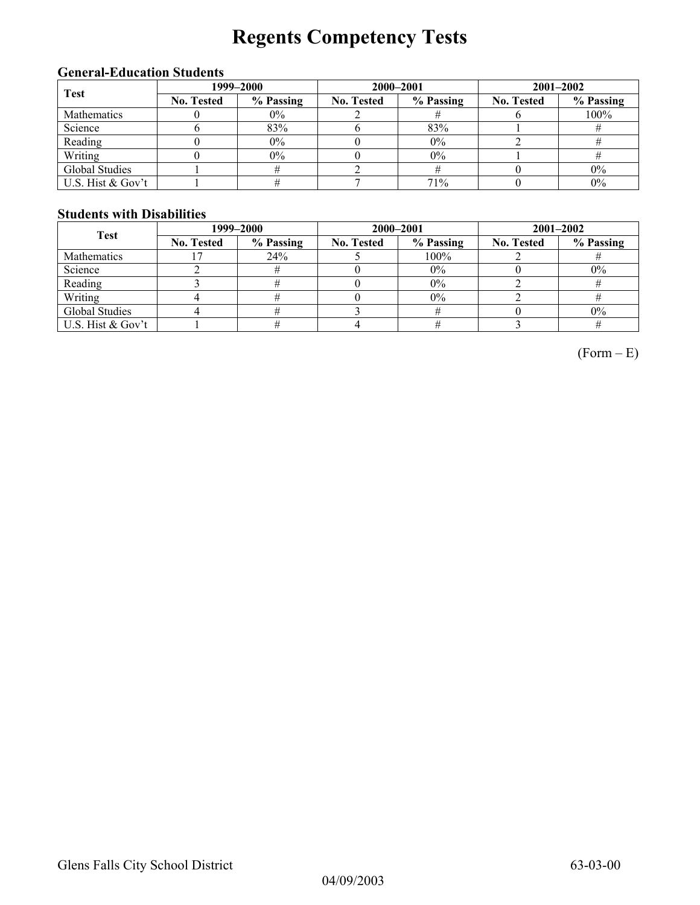# Regents Competency Tests

### General-Education Students

| Test | 1999–2000 | | 2000–2001 | | 2001–2002 | |
|---|---|---|---|---|---|---|
| | No. Tested | % Passing | No. Tested | % Passing | No. Tested | % Passing |
| Mathematics | 0 | 0% | 2 | # | 6 | 100% |
| Science | 6 | 83% | 6 | 83% | 1 | # |
| Reading | 0 | 0% | 0 | 0% | 2 | # |
| Writing | 0 | 0% | 0 | 0% | 1 | # |
| Global Studies | 1 | # | 2 | # | 0 | 0% |
| U.S. Hist & Gov't | 1 | # | 7 | 71% | 0 | 0% |

### Students with Disabilities

| Test | 1999–2000 | | 2000–2001 | | 2001–2002 | |
|---|---|---|---|---|---|---|
| | No. Tested | % Passing | No. Tested | % Passing | No. Tested | % Passing |
| Mathematics | 17 | 24% | 5 | 100% | 2 | # |
| Science | 2 | # | 0 | 0% | 0 | 0% |
| Reading | 3 | # | 0 | 0% | 2 | # |
| Writing | 4 | # | 0 | 0% | 2 | # |
| Global Studies | 4 | # | 3 | # | 0 | 0% |
| U.S. Hist & Gov't | 1 | # | 4 | # | 3 | # |

(Form – E)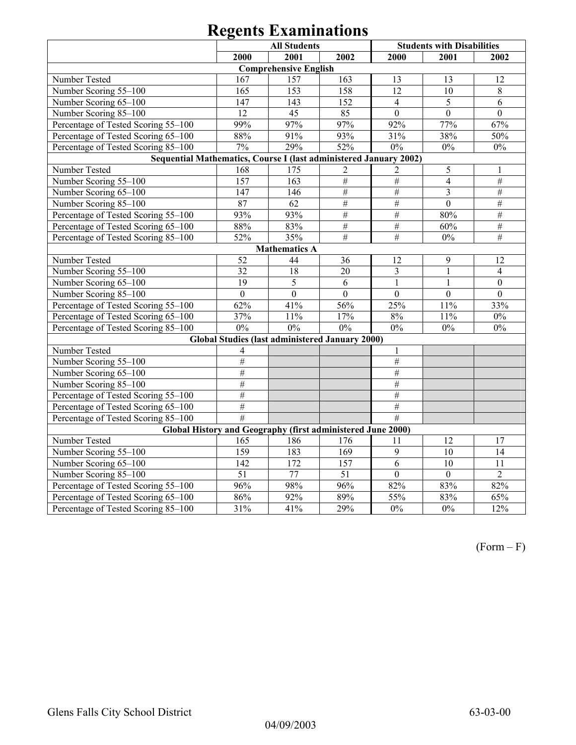# Regents Examinations

| | All Students | | | Students with Disabilities | | |
|---|---|---|---|---|---|---|
| | 2000 | 2001 | 2002 | 2000 | 2001 | 2002 |
| **Comprehensive English** | | | | | | |
| Number Tested | 167 | 157 | 163 | 13 | 13 | 12 |
| Number Scoring 55–100 | 165 | 153 | 158 | 12 | 10 | 8 |
| Number Scoring 65–100 | 147 | 143 | 152 | 4 | 5 | 6 |
| Number Scoring 85–100 | 12 | 45 | 85 | 0 | 0 | 0 |
| Percentage of Tested Scoring 55–100 | 99% | 97% | 97% | 92% | 77% | 67% |
| Percentage of Tested Scoring 65–100 | 88% | 91% | 93% | 31% | 38% | 50% |
| Percentage of Tested Scoring 85–100 | 7% | 29% | 52% | 0% | 0% | 0% |
| **Sequential Mathematics, Course I (last administered January 2002)** | | | | | | |
| Number Tested | 168 | 175 | 2 | 2 | 5 | 1 |
| Number Scoring 55–100 | 157 | 163 | # | # | 4 | # |
| Number Scoring 65–100 | 147 | 146 | # | # | 3 | # |
| Number Scoring 85–100 | 87 | 62 | # | # | 0 | # |
| Percentage of Tested Scoring 55–100 | 93% | 93% | # | # | 80% | # |
| Percentage of Tested Scoring 65–100 | 88% | 83% | # | # | 60% | # |
| Percentage of Tested Scoring 85–100 | 52% | 35% | # | # | 0% | # |
| **Mathematics A** | | | | | | |
| Number Tested | 52 | 44 | 36 | 12 | 9 | 12 |
| Number Scoring 55–100 | 32 | 18 | 20 | 3 | 1 | 4 |
| Number Scoring 65–100 | 19 | 5 | 6 | 1 | 1 | 0 |
| Number Scoring 85–100 | 0 | 0 | 0 | 0 | 0 | 0 |
| Percentage of Tested Scoring 55–100 | 62% | 41% | 56% | 25% | 11% | 33% |
| Percentage of Tested Scoring 65–100 | 37% | 11% | 17% | 8% | 11% | 0% |
| Percentage of Tested Scoring 85–100 | 0% | 0% | 0% | 0% | 0% | 0% |
| **Global Studies (last administered January 2000)** | | | | | | |
| Number Tested | 4 | | | 1 | | |
| Number Scoring 55–100 | # | | | # | | |
| Number Scoring 65–100 | # | | | # | | |
| Number Scoring 85–100 | # | | | # | | |
| Percentage of Tested Scoring 55–100 | # | | | # | | |
| Percentage of Tested Scoring 65–100 | # | | | # | | |
| Percentage of Tested Scoring 85–100 | # | | | # | | |
| **Global History and Geography (first administered June 2000)** | | | | | | |
| Number Tested | 165 | 186 | 176 | 11 | 12 | 17 |
| Number Scoring 55–100 | 159 | 183 | 169 | 9 | 10 | 14 |
| Number Scoring 65–100 | 142 | 172 | 157 | 6 | 10 | 11 |
| Number Scoring 85–100 | 51 | 77 | 51 | 0 | 0 | 2 |
| Percentage of Tested Scoring 55–100 | 96% | 98% | 96% | 82% | 83% | 82% |
| Percentage of Tested Scoring 65–100 | 86% | 92% | 89% | 55% | 83% | 65% |
| Percentage of Tested Scoring 85–100 | 31% | 41% | 29% | 0% | 0% | 12% |

(Form – F)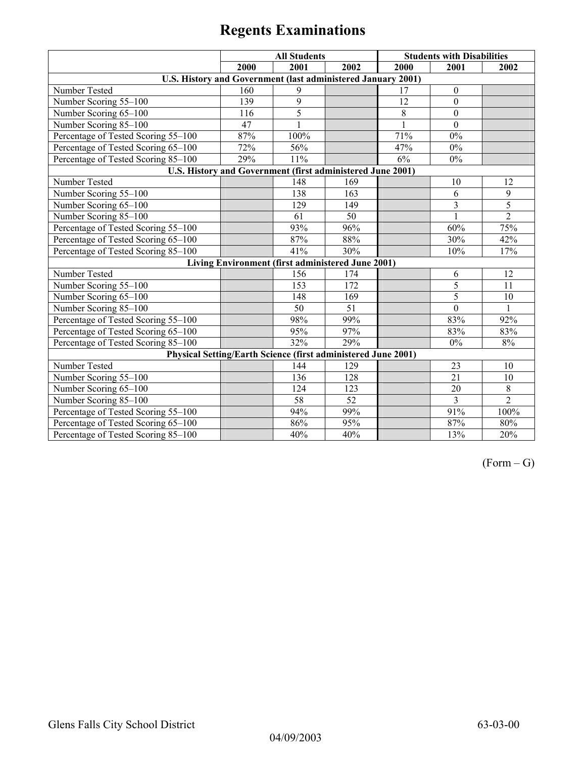# Regents Examinations

| | All Students | | | Students with Disabilities | | |
|---|---|---|---|---|---|---|
| | 2000 | 2001 | 2002 | 2000 | 2001 | 2002 |
| **U.S. History and Government (last administered January 2001)** | | | | | | |
| Number Tested | 160 | 9 | | 17 | 0 | |
| Number Scoring 55–100 | 139 | 9 | | 12 | 0 | |
| Number Scoring 65–100 | 116 | 5 | | 8 | 0 | |
| Number Scoring 85–100 | 47 | 1 | | 1 | 0 | |
| Percentage of Tested Scoring 55–100 | 87% | 100% | | 71% | 0% | |
| Percentage of Tested Scoring 65–100 | 72% | 56% | | 47% | 0% | |
| Percentage of Tested Scoring 85–100 | 29% | 11% | | 6% | 0% | |
| **U.S. History and Government (first administered June 2001)** | | | | | | |
| Number Tested | | 148 | 169 | | 10 | 12 |
| Number Scoring 55–100 | | 138 | 163 | | 6 | 9 |
| Number Scoring 65–100 | | 129 | 149 | | 3 | 5 |
| Number Scoring 85–100 | | 61 | 50 | | 1 | 2 |
| Percentage of Tested Scoring 55–100 | | 93% | 96% | | 60% | 75% |
| Percentage of Tested Scoring 65–100 | | 87% | 88% | | 30% | 42% |
| Percentage of Tested Scoring 85–100 | | 41% | 30% | | 10% | 17% |
| **Living Environment (first administered June 2001)** | | | | | | |
| Number Tested | | 156 | 174 | | 6 | 12 |
| Number Scoring 55–100 | | 153 | 172 | | 5 | 11 |
| Number Scoring 65–100 | | 148 | 169 | | 5 | 10 |
| Number Scoring 85–100 | | 50 | 51 | | 0 | 1 |
| Percentage of Tested Scoring 55–100 | | 98% | 99% | | 83% | 92% |
| Percentage of Tested Scoring 65–100 | | 95% | 97% | | 83% | 83% |
| Percentage of Tested Scoring 85–100 | | 32% | 29% | | 0% | 8% |
| **Physical Setting/Earth Science (first administered June 2001)** | | | | | | |
| Number Tested | | 144 | 129 | | 23 | 10 |
| Number Scoring 55–100 | | 136 | 128 | | 21 | 10 |
| Number Scoring 65–100 | | 124 | 123 | | 20 | 8 |
| Number Scoring 85–100 | | 58 | 52 | | 3 | 2 |
| Percentage of Tested Scoring 55–100 | | 94% | 99% | | 91% | 100% |
| Percentage of Tested Scoring 65–100 | | 86% | 95% | | 87% | 80% |
| Percentage of Tested Scoring 85–100 | | 40% | 40% | | 13% | 20% |

(Form – G)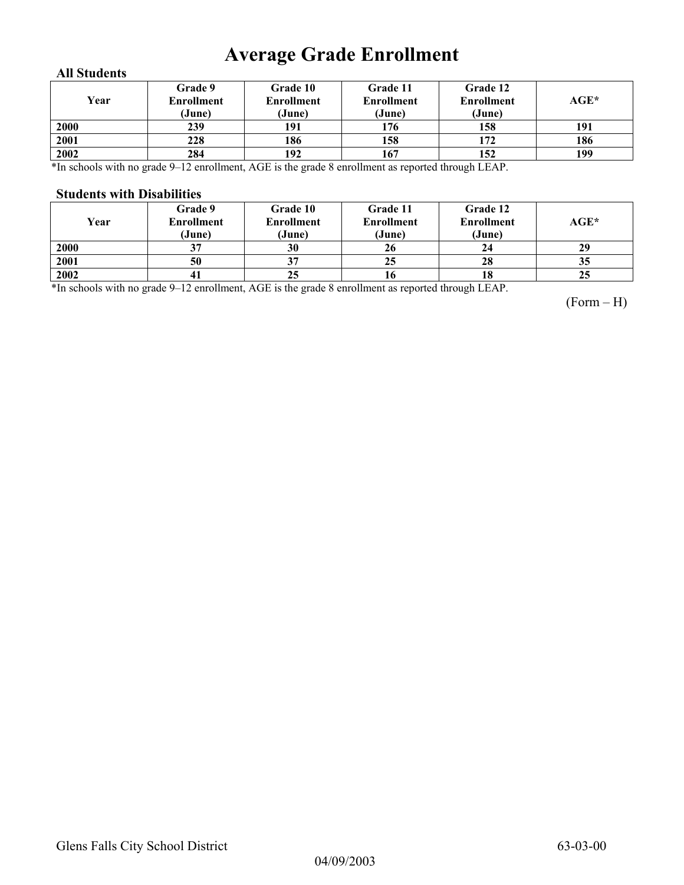# Average Grade Enrollment

### All Students

| Year | Grade 9 Enrollment (June) | Grade 10 Enrollment (June) | Grade 11 Enrollment (June) | Grade 12 Enrollment (June) | AGE* |
|---|---|---|---|---|---|
| 2000 | 239 | 191 | 176 | 158 | 191 |
| 2001 | 228 | 186 | 158 | 172 | 186 |
| 2002 | 284 | 192 | 167 | 152 | 199 |

*In schools with no grade 9–12 enrollment, AGE is the grade 8 enrollment as reported through LEAP.

### Students with Disabilities

| Year | Grade 9 Enrollment (June) | Grade 10 Enrollment (June) | Grade 11 Enrollment (June) | Grade 12 Enrollment (June) | AGE* |
|---|---|---|---|---|---|
| 2000 | 37 | 30 | 26 | 24 | 29 |
| 2001 | 50 | 37 | 25 | 28 | 35 |
| 2002 | 41 | 25 | 16 | 18 | 25 |

*In schools with no grade 9–12 enrollment, AGE is the grade 8 enrollment as reported through LEAP.

(Form – H)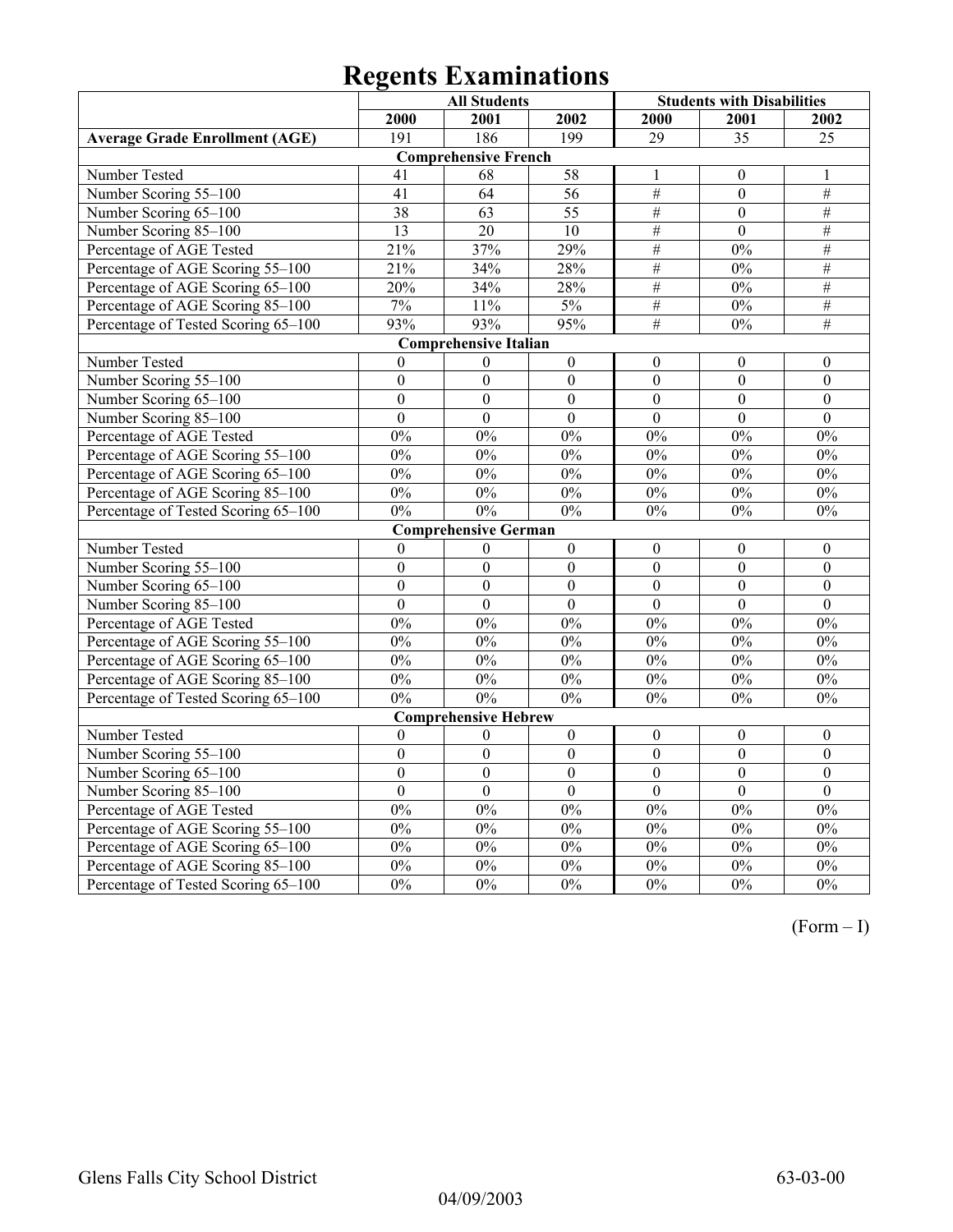# Regents Examinations

| | All Students | | | Students with Disabilities | | |
|---|---|---|---|---|---|---|
| | 2000 | 2001 | 2002 | 2000 | 2001 | 2002 |
| **Average Grade Enrollment (AGE)** | 191 | 186 | 199 | 29 | 35 | 25 |
| **Comprehensive French** | | | | | | |
| Number Tested | 41 | 68 | 58 | 1 | 0 | 1 |
| Number Scoring 55–100 | 41 | 64 | 56 | # | 0 | # |
| Number Scoring 65–100 | 38 | 63 | 55 | # | 0 | # |
| Number Scoring 85–100 | 13 | 20 | 10 | # | 0 | # |
| Percentage of AGE Tested | 21% | 37% | 29% | # | 0% | # |
| Percentage of AGE Scoring 55–100 | 21% | 34% | 28% | # | 0% | # |
| Percentage of AGE Scoring 65–100 | 20% | 34% | 28% | # | 0% | # |
| Percentage of AGE Scoring 85–100 | 7% | 11% | 5% | # | 0% | # |
| Percentage of Tested Scoring 65–100 | 93% | 93% | 95% | # | 0% | # |
| **Comprehensive Italian** | | | | | | |
| Number Tested | 0 | 0 | 0 | 0 | 0 | 0 |
| Number Scoring 55–100 | 0 | 0 | 0 | 0 | 0 | 0 |
| Number Scoring 65–100 | 0 | 0 | 0 | 0 | 0 | 0 |
| Number Scoring 85–100 | 0 | 0 | 0 | 0 | 0 | 0 |
| Percentage of AGE Tested | 0% | 0% | 0% | 0% | 0% | 0% |
| Percentage of AGE Scoring 55–100 | 0% | 0% | 0% | 0% | 0% | 0% |
| Percentage of AGE Scoring 65–100 | 0% | 0% | 0% | 0% | 0% | 0% |
| Percentage of AGE Scoring 85–100 | 0% | 0% | 0% | 0% | 0% | 0% |
| Percentage of Tested Scoring 65–100 | 0% | 0% | 0% | 0% | 0% | 0% |
| **Comprehensive German** | | | | | | |
| Number Tested | 0 | 0 | 0 | 0 | 0 | 0 |
| Number Scoring 55–100 | 0 | 0 | 0 | 0 | 0 | 0 |
| Number Scoring 65–100 | 0 | 0 | 0 | 0 | 0 | 0 |
| Number Scoring 85–100 | 0 | 0 | 0 | 0 | 0 | 0 |
| Percentage of AGE Tested | 0% | 0% | 0% | 0% | 0% | 0% |
| Percentage of AGE Scoring 55–100 | 0% | 0% | 0% | 0% | 0% | 0% |
| Percentage of AGE Scoring 65–100 | 0% | 0% | 0% | 0% | 0% | 0% |
| Percentage of AGE Scoring 85–100 | 0% | 0% | 0% | 0% | 0% | 0% |
| Percentage of Tested Scoring 65–100 | 0% | 0% | 0% | 0% | 0% | 0% |
| **Comprehensive Hebrew** | | | | | | |
| Number Tested | 0 | 0 | 0 | 0 | 0 | 0 |
| Number Scoring 55–100 | 0 | 0 | 0 | 0 | 0 | 0 |
| Number Scoring 65–100 | 0 | 0 | 0 | 0 | 0 | 0 |
| Number Scoring 85–100 | 0 | 0 | 0 | 0 | 0 | 0 |
| Percentage of AGE Tested | 0% | 0% | 0% | 0% | 0% | 0% |
| Percentage of AGE Scoring 55–100 | 0% | 0% | 0% | 0% | 0% | 0% |
| Percentage of AGE Scoring 65–100 | 0% | 0% | 0% | 0% | 0% | 0% |
| Percentage of AGE Scoring 85–100 | 0% | 0% | 0% | 0% | 0% | 0% |
| Percentage of Tested Scoring 65–100 | 0% | 0% | 0% | 0% | 0% | 0% |

(Form – I)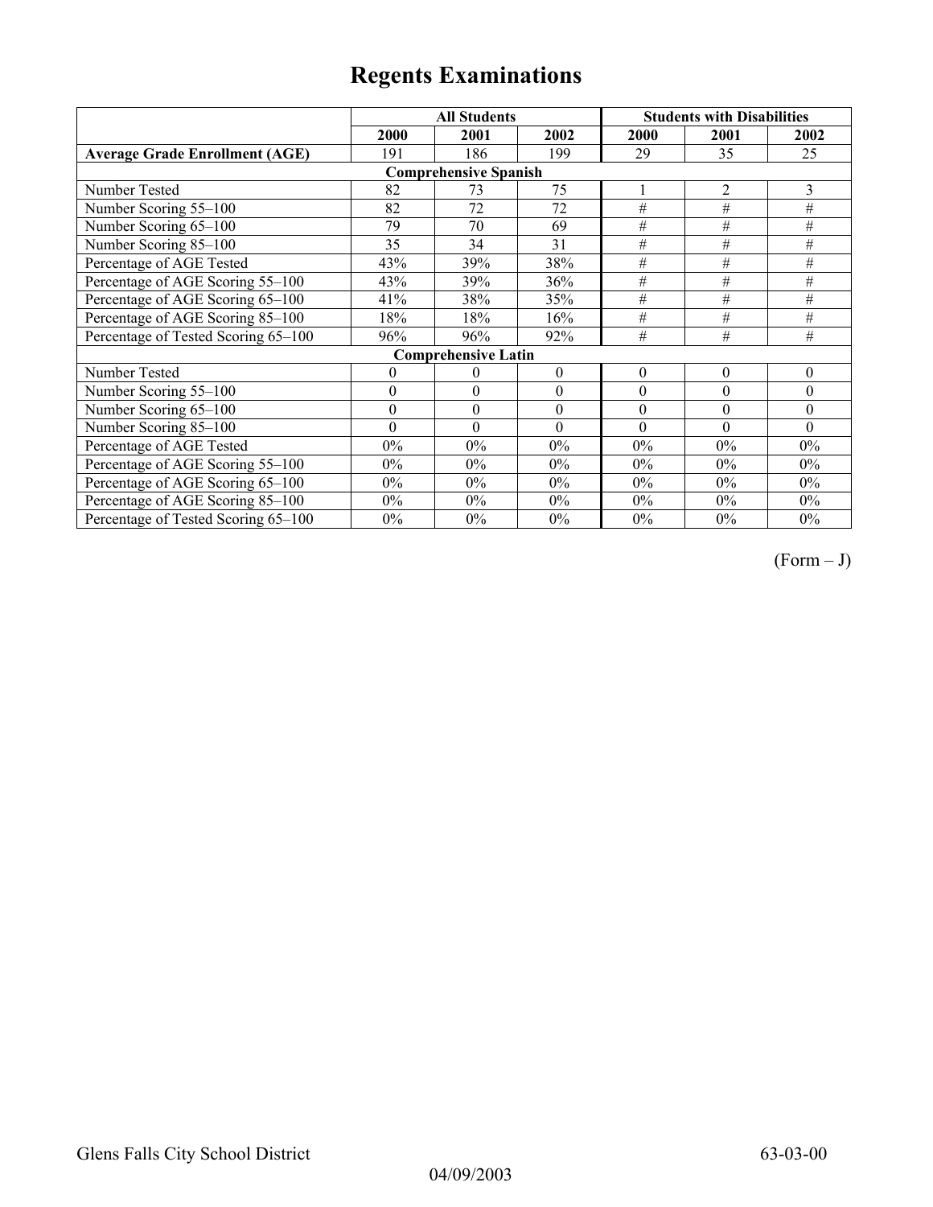# Regents Examinations

| | All Students | | | Students with Disabilities | | |
|---|---|---|---|---|---|---|
| | 2000 | 2001 | 2002 | 2000 | 2001 | 2002 |
| **Average Grade Enrollment (AGE)** | 191 | 186 | 199 | 29 | 35 | 25 |
| **Comprehensive Spanish** | | | | | | |
| Number Tested | 82 | 73 | 75 | 1 | 2 | 3 |
| Number Scoring 55–100 | 82 | 72 | 72 | # | # | # |
| Number Scoring 65–100 | 79 | 70 | 69 | # | # | # |
| Number Scoring 85–100 | 35 | 34 | 31 | # | # | # |
| Percentage of AGE Tested | 43% | 39% | 38% | # | # | # |
| Percentage of AGE Scoring 55–100 | 43% | 39% | 36% | # | # | # |
| Percentage of AGE Scoring 65–100 | 41% | 38% | 35% | # | # | # |
| Percentage of AGE Scoring 85–100 | 18% | 18% | 16% | # | # | # |
| Percentage of Tested Scoring 65–100 | 96% | 96% | 92% | # | # | # |
| **Comprehensive Latin** | | | | | | |
| Number Tested | 0 | 0 | 0 | 0 | 0 | 0 |
| Number Scoring 55–100 | 0 | 0 | 0 | 0 | 0 | 0 |
| Number Scoring 65–100 | 0 | 0 | 0 | 0 | 0 | 0 |
| Number Scoring 85–100 | 0 | 0 | 0 | 0 | 0 | 0 |
| Percentage of AGE Tested | 0% | 0% | 0% | 0% | 0% | 0% |
| Percentage of AGE Scoring 55–100 | 0% | 0% | 0% | 0% | 0% | 0% |
| Percentage of AGE Scoring 65–100 | 0% | 0% | 0% | 0% | 0% | 0% |
| Percentage of AGE Scoring 85–100 | 0% | 0% | 0% | 0% | 0% | 0% |
| Percentage of Tested Scoring 65–100 | 0% | 0% | 0% | 0% | 0% | 0% |

(Form – J)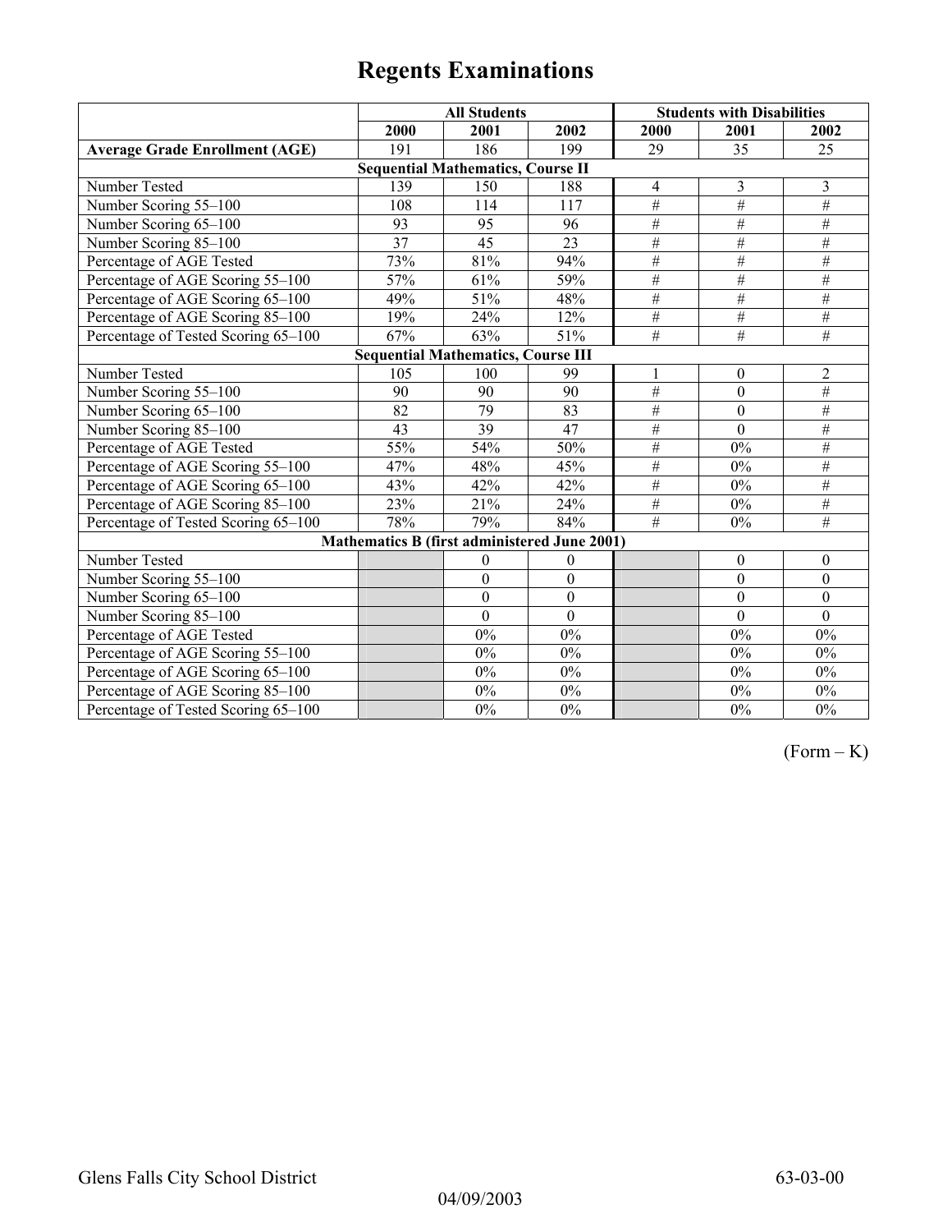# Regents Examinations

| | All Students | | | Students with Disabilities | | |
|---|---|---|---|---|---|---|
| | 2000 | 2001 | 2002 | 2000 | 2001 | 2002 |
| **Average Grade Enrollment (AGE)** | 191 | 186 | 199 | 29 | 35 | 25 |
| **Sequential Mathematics, Course II** | | | | | | |
| Number Tested | 139 | 150 | 188 | 4 | 3 | 3 |
| Number Scoring 55–100 | 108 | 114 | 117 | # | # | # |
| Number Scoring 65–100 | 93 | 95 | 96 | # | # | # |
| Number Scoring 85–100 | 37 | 45 | 23 | # | # | # |
| Percentage of AGE Tested | 73% | 81% | 94% | # | # | # |
| Percentage of AGE Scoring 55–100 | 57% | 61% | 59% | # | # | # |
| Percentage of AGE Scoring 65–100 | 49% | 51% | 48% | # | # | # |
| Percentage of AGE Scoring 85–100 | 19% | 24% | 12% | # | # | # |
| Percentage of Tested Scoring 65–100 | 67% | 63% | 51% | # | # | # |
| **Sequential Mathematics, Course III** | | | | | | |
| Number Tested | 105 | 100 | 99 | 1 | 0 | 2 |
| Number Scoring 55–100 | 90 | 90 | 90 | # | 0 | # |
| Number Scoring 65–100 | 82 | 79 | 83 | # | 0 | # |
| Number Scoring 85–100 | 43 | 39 | 47 | # | 0 | # |
| Percentage of AGE Tested | 55% | 54% | 50% | # | 0% | # |
| Percentage of AGE Scoring 55–100 | 47% | 48% | 45% | # | 0% | # |
| Percentage of AGE Scoring 65–100 | 43% | 42% | 42% | # | 0% | # |
| Percentage of AGE Scoring 85–100 | 23% | 21% | 24% | # | 0% | # |
| Percentage of Tested Scoring 65–100 | 78% | 79% | 84% | # | 0% | # |
| **Mathematics B (first administered June 2001)** | | | | | | |
| Number Tested | | 0 | 0 | | 0 | 0 |
| Number Scoring 55–100 | | 0 | 0 | | 0 | 0 |
| Number Scoring 65–100 | | 0 | 0 | | 0 | 0 |
| Number Scoring 85–100 | | 0 | 0 | | 0 | 0 |
| Percentage of AGE Tested | | 0% | 0% | | 0% | 0% |
| Percentage of AGE Scoring 55–100 | | 0% | 0% | | 0% | 0% |
| Percentage of AGE Scoring 65–100 | | 0% | 0% | | 0% | 0% |
| Percentage of AGE Scoring 85–100 | | 0% | 0% | | 0% | 0% |
| Percentage of Tested Scoring 65–100 | | 0% | 0% | | 0% | 0% |

(Form – K)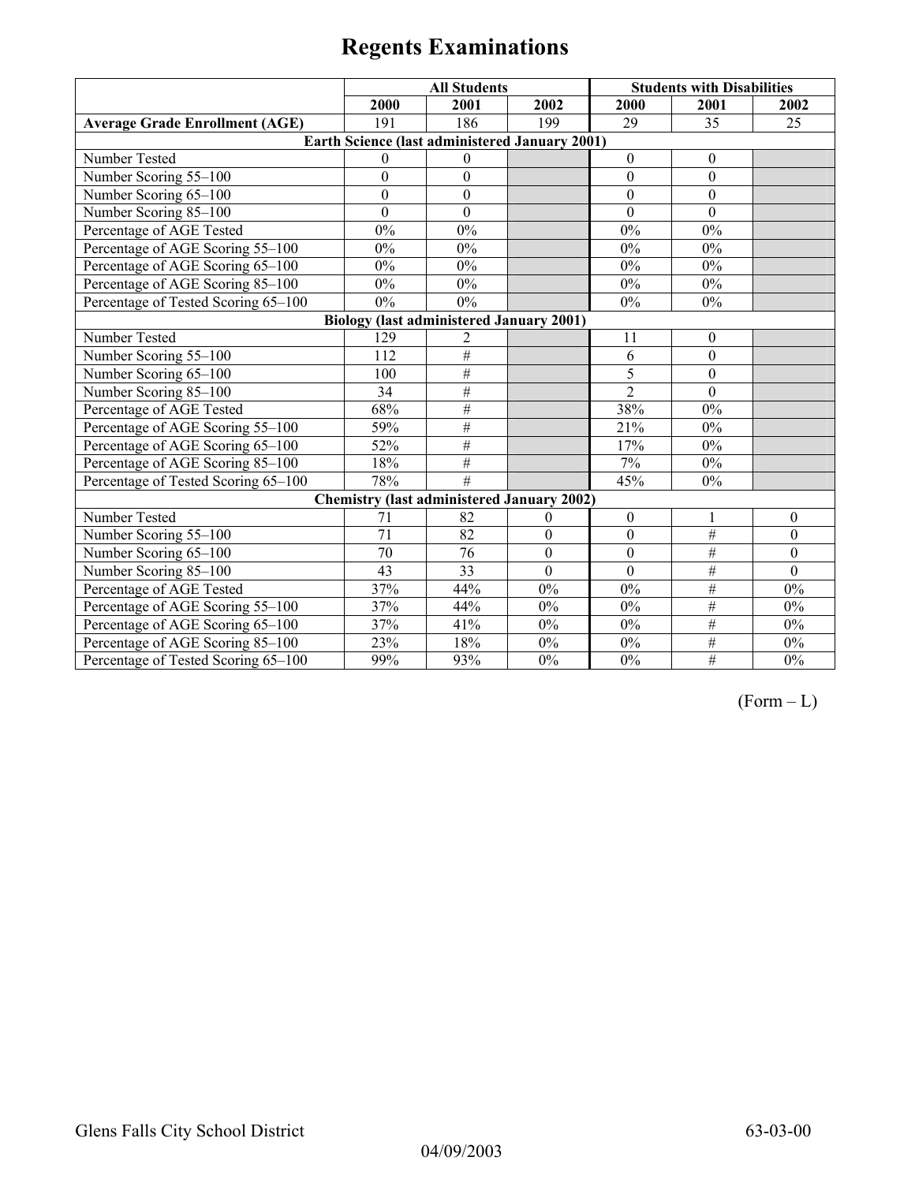# Regents Examinations

| | All Students | | | Students with Disabilities | | |
|---|---|---|---|---|---|---|
| | 2000 | 2001 | 2002 | 2000 | 2001 | 2002 |
| **Average Grade Enrollment (AGE)** | 191 | 186 | 199 | 29 | 35 | 25 |
| **Earth Science (last administered January 2001)** | | | | | | |
| Number Tested | 0 | 0 | | 0 | 0 | |
| Number Scoring 55–100 | 0 | 0 | | 0 | 0 | |
| Number Scoring 65–100 | 0 | 0 | | 0 | 0 | |
| Number Scoring 85–100 | 0 | 0 | | 0 | 0 | |
| Percentage of AGE Tested | 0% | 0% | | 0% | 0% | |
| Percentage of AGE Scoring 55–100 | 0% | 0% | | 0% | 0% | |
| Percentage of AGE Scoring 65–100 | 0% | 0% | | 0% | 0% | |
| Percentage of AGE Scoring 85–100 | 0% | 0% | | 0% | 0% | |
| Percentage of Tested Scoring 65–100 | 0% | 0% | | 0% | 0% | |
| **Biology (last administered January 2001)** | | | | | | |
| Number Tested | 129 | 2 | | 11 | 0 | |
| Number Scoring 55–100 | 112 | # | | 6 | 0 | |
| Number Scoring 65–100 | 100 | # | | 5 | 0 | |
| Number Scoring 85–100 | 34 | # | | 2 | 0 | |
| Percentage of AGE Tested | 68% | # | | 38% | 0% | |
| Percentage of AGE Scoring 55–100 | 59% | # | | 21% | 0% | |
| Percentage of AGE Scoring 65–100 | 52% | # | | 17% | 0% | |
| Percentage of AGE Scoring 85–100 | 18% | # | | 7% | 0% | |
| Percentage of Tested Scoring 65–100 | 78% | # | | 45% | 0% | |
| **Chemistry (last administered January 2002)** | | | | | | |
| Number Tested | 71 | 82 | 0 | 0 | 1 | 0 |
| Number Scoring 55–100 | 71 | 82 | 0 | 0 | # | 0 |
| Number Scoring 65–100 | 70 | 76 | 0 | 0 | # | 0 |
| Number Scoring 85–100 | 43 | 33 | 0 | 0 | # | 0 |
| Percentage of AGE Tested | 37% | 44% | 0% | 0% | # | 0% |
| Percentage of AGE Scoring 55–100 | 37% | 44% | 0% | 0% | # | 0% |
| Percentage of AGE Scoring 65–100 | 37% | 41% | 0% | 0% | # | 0% |
| Percentage of AGE Scoring 85–100 | 23% | 18% | 0% | 0% | # | 0% |
| Percentage of Tested Scoring 65–100 | 99% | 93% | 0% | 0% | # | 0% |

(Form – L)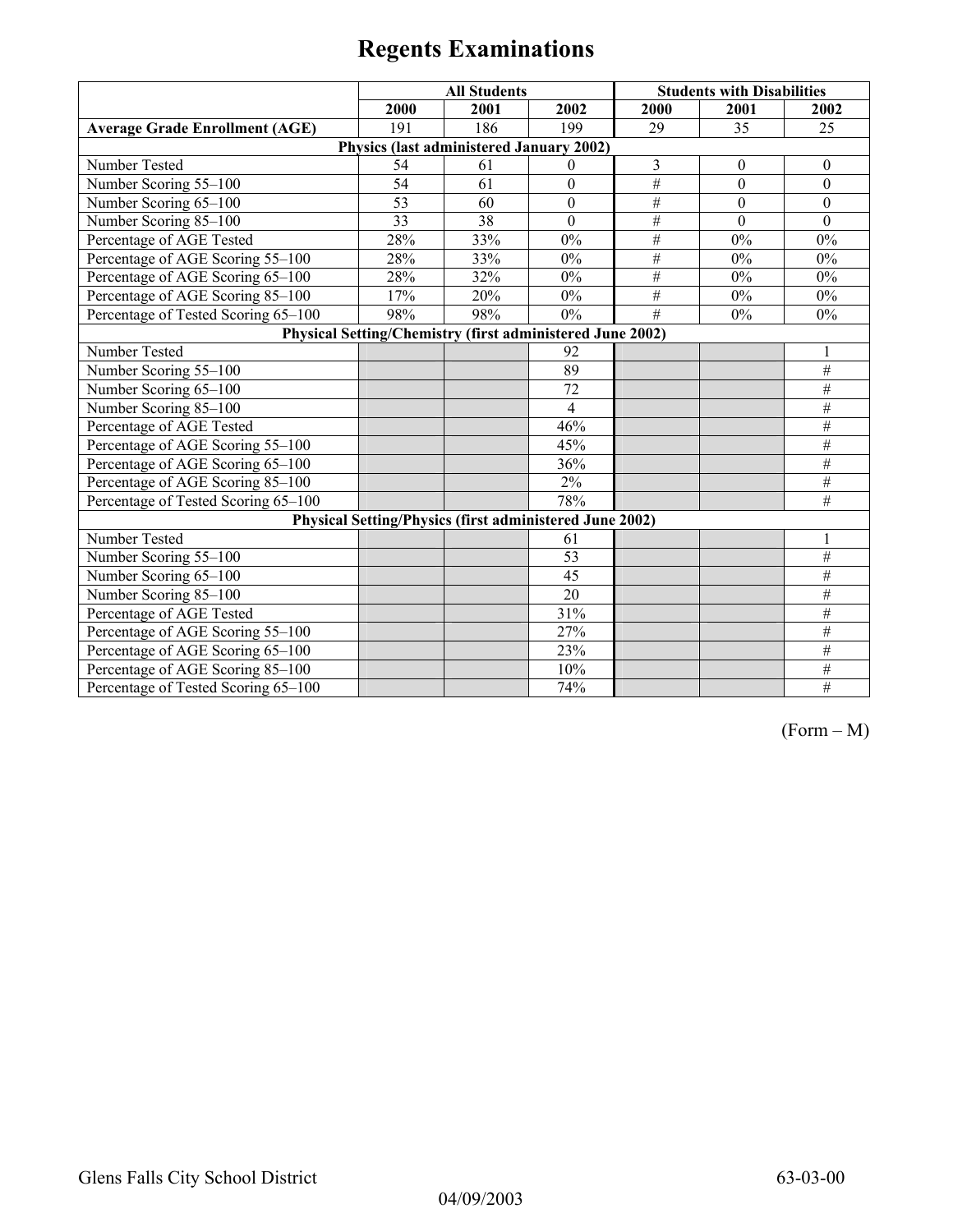# Regents Examinations

| | All Students | | | Students with Disabilities | | |
|---|---|---|---|---|---|---|
| | 2000 | 2001 | 2002 | 2000 | 2001 | 2002 |
| **Average Grade Enrollment (AGE)** | 191 | 186 | 199 | 29 | 35 | 25 |
| **Physics (last administered January 2002)** | | | | | | |
| Number Tested | 54 | 61 | 0 | 3 | 0 | 0 |
| Number Scoring 55–100 | 54 | 61 | 0 | # | 0 | 0 |
| Number Scoring 65–100 | 53 | 60 | 0 | # | 0 | 0 |
| Number Scoring 85–100 | 33 | 38 | 0 | # | 0 | 0 |
| Percentage of AGE Tested | 28% | 33% | 0% | # | 0% | 0% |
| Percentage of AGE Scoring 55–100 | 28% | 33% | 0% | # | 0% | 0% |
| Percentage of AGE Scoring 65–100 | 28% | 32% | 0% | # | 0% | 0% |
| Percentage of AGE Scoring 85–100 | 17% | 20% | 0% | # | 0% | 0% |
| Percentage of Tested Scoring 65–100 | 98% | 98% | 0% | # | 0% | 0% |
| **Physical Setting/Chemistry (first administered June 2002)** | | | | | | |
| Number Tested | | | 92 | | | 1 |
| Number Scoring 55–100 | | | 89 | | | # |
| Number Scoring 65–100 | | | 72 | | | # |
| Number Scoring 85–100 | | | 4 | | | # |
| Percentage of AGE Tested | | | 46% | | | # |
| Percentage of AGE Scoring 55–100 | | | 45% | | | # |
| Percentage of AGE Scoring 65–100 | | | 36% | | | # |
| Percentage of AGE Scoring 85–100 | | | 2% | | | # |
| Percentage of Tested Scoring 65–100 | | | 78% | | | # |
| **Physical Setting/Physics (first administered June 2002)** | | | | | | |
| Number Tested | | | 61 | | | 1 |
| Number Scoring 55–100 | | | 53 | | | # |
| Number Scoring 65–100 | | | 45 | | | # |
| Number Scoring 85–100 | | | 20 | | | # |
| Percentage of AGE Tested | | | 31% | | | # |
| Percentage of AGE Scoring 55–100 | | | 27% | | | # |
| Percentage of AGE Scoring 65–100 | | | 23% | | | # |
| Percentage of AGE Scoring 85–100 | | | 10% | | | # |
| Percentage of Tested Scoring 65–100 | | | 74% | | | # |

(Form – M)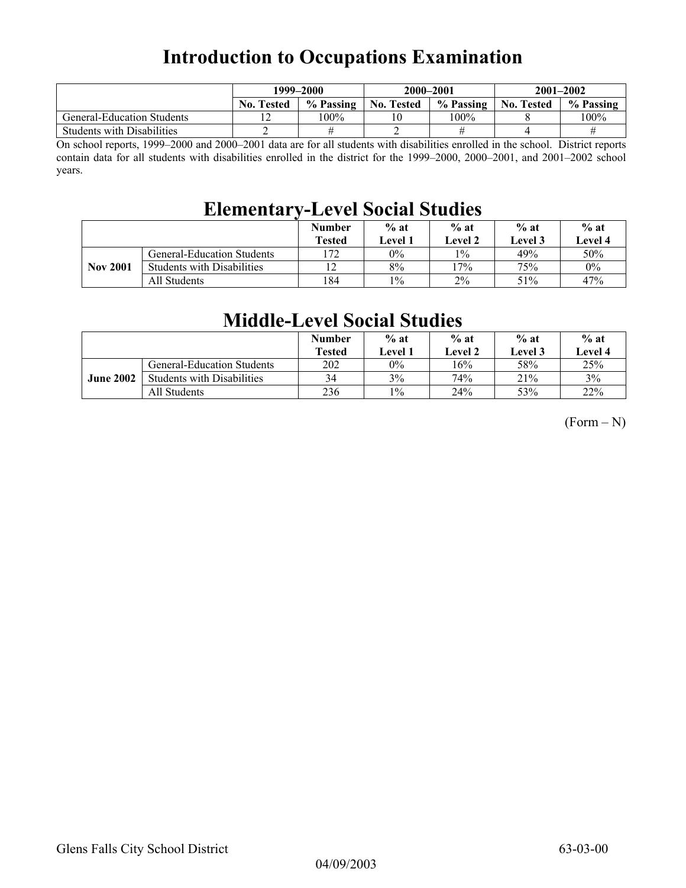# Introduction to Occupations Examination

| | 1999–2000 | | 2000–2001 | | 2001–2002 | |
|---|---|---|---|---|---|---|
| | No. Tested | % Passing | No. Tested | % Passing | No. Tested | % Passing |
| General-Education Students | 12 | 100% | 10 | 100% | 8 | 100% |
| Students with Disabilities | 2 | # | 2 | # | 4 | # |

On school reports, 1999–2000 and 2000–2001 data are for all students with disabilities enrolled in the school. District reports contain data for all students with disabilities enrolled in the district for the 1999–2000, 2000–2001, and 2001–2002 school years.

# Elementary-Level Social Studies

| | | Number Tested | % at Level 1 | % at Level 2 | % at Level 3 | % at Level 4 |
|---|---|---|---|---|---|---|
| **Nov 2001** | General-Education Students | 172 | 0% | 1% | 49% | 50% |
| | Students with Disabilities | 12 | 8% | 17% | 75% | 0% |
| | All Students | 184 | 1% | 2% | 51% | 47% |

# Middle-Level Social Studies

| | | Number Tested | % at Level 1 | % at Level 2 | % at Level 3 | % at Level 4 |
|---|---|---|---|---|---|---|
| **June 2002** | General-Education Students | 202 | 0% | 16% | 58% | 25% |
| | Students with Disabilities | 34 | 3% | 74% | 21% | 3% |
| | All Students | 236 | 1% | 24% | 53% | 22% |

(Form – N)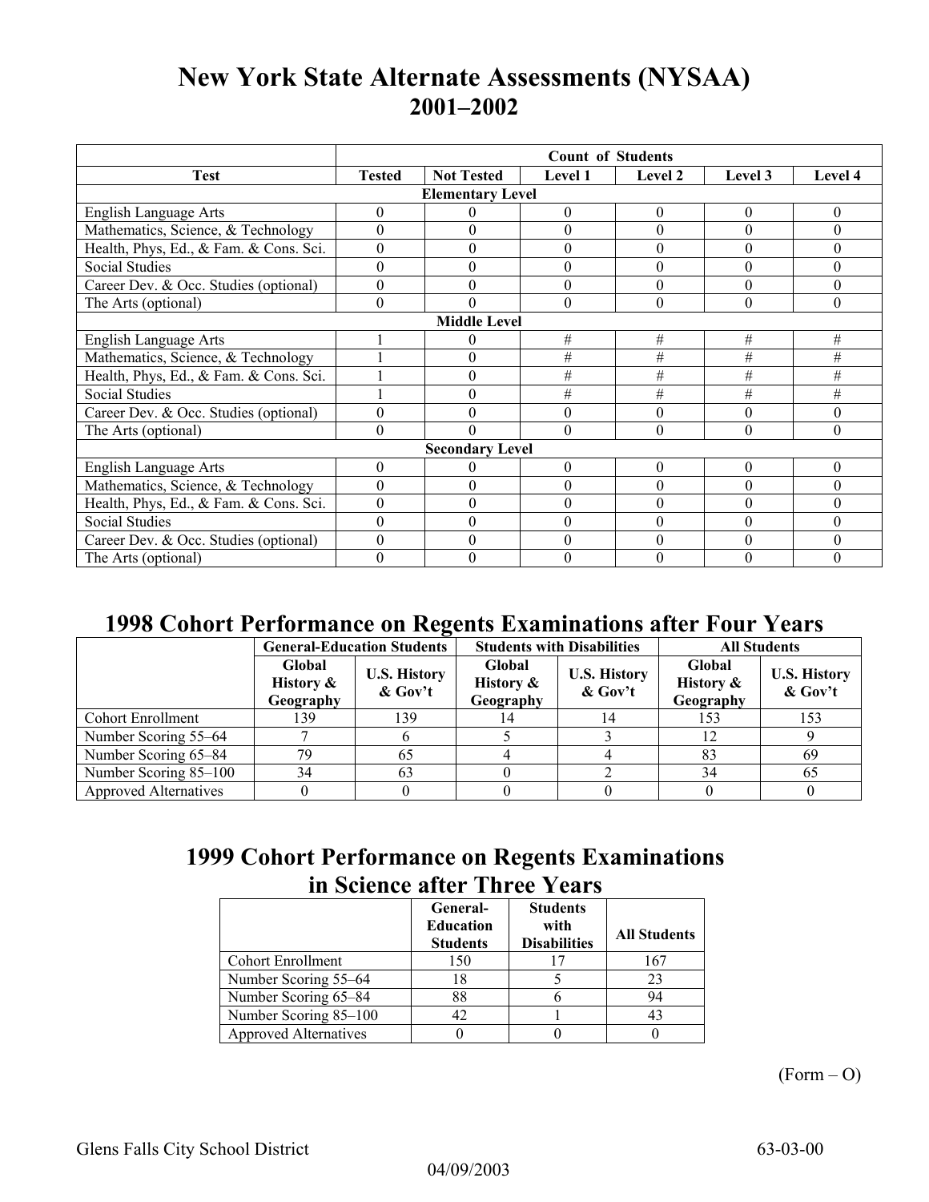# New York State Alternate Assessments (NYSAA) 2001–2002

| | Count of Students | | | | | |
|---|---|---|---|---|---|---|
| **Test** | **Tested** | **Not Tested** | **Level 1** | **Level 2** | **Level 3** | **Level 4** |
| **Elementary Level** | | | | | | |
| English Language Arts | 0 | 0 | 0 | 0 | 0 | 0 |
| Mathematics, Science, & Technology | 0 | 0 | 0 | 0 | 0 | 0 |
| Health, Phys, Ed., & Fam. & Cons. Sci. | 0 | 0 | 0 | 0 | 0 | 0 |
| Social Studies | 0 | 0 | 0 | 0 | 0 | 0 |
| Career Dev. & Occ. Studies (optional) | 0 | 0 | 0 | 0 | 0 | 0 |
| The Arts (optional) | 0 | 0 | 0 | 0 | 0 | 0 |
| **Middle Level** | | | | | | |
| English Language Arts | 1 | 0 | # | # | # | # |
| Mathematics, Science, & Technology | 1 | 0 | # | # | # | # |
| Health, Phys, Ed., & Fam. & Cons. Sci. | 1 | 0 | # | # | # | # |
| Social Studies | 1 | 0 | # | # | # | # |
| Career Dev. & Occ. Studies (optional) | 0 | 0 | 0 | 0 | 0 | 0 |
| The Arts (optional) | 0 | 0 | 0 | 0 | 0 | 0 |
| **Secondary Level** | | | | | | |
| English Language Arts | 0 | 0 | 0 | 0 | 0 | 0 |
| Mathematics, Science, & Technology | 0 | 0 | 0 | 0 | 0 | 0 |
| Health, Phys, Ed., & Fam. & Cons. Sci. | 0 | 0 | 0 | 0 | 0 | 0 |
| Social Studies | 0 | 0 | 0 | 0 | 0 | 0 |
| Career Dev. & Occ. Studies (optional) | 0 | 0 | 0 | 0 | 0 | 0 |
| The Arts (optional) | 0 | 0 | 0 | 0 | 0 | 0 |

# 1998 Cohort Performance on Regents Examinations after Four Years

| | General-Education Students | | Students with Disabilities | | All Students | |
|---|---|---|---|---|---|---|
| | **Global History & Geography** | **U.S. History & Gov't** | **Global History & Geography** | **U.S. History & Gov't** | **Global History & Geography** | **U.S. History & Gov't** |
| Cohort Enrollment | 139 | 139 | 14 | 14 | 153 | 153 |
| Number Scoring 55–64 | 7 | 6 | 5 | 3 | 12 | 9 |
| Number Scoring 65–84 | 79 | 65 | 4 | 4 | 83 | 69 |
| Number Scoring 85–100 | 34 | 63 | 0 | 2 | 34 | 65 |
| Approved Alternatives | 0 | 0 | 0 | 0 | 0 | 0 |

# 1999 Cohort Performance on Regents Examinations in Science after Three Years

| | General-Education Students | Students with Disabilities | All Students |
|---|---|---|---|
| Cohort Enrollment | 150 | 17 | 167 |
| Number Scoring 55–64 | 18 | 5 | 23 |
| Number Scoring 65–84 | 88 | 6 | 94 |
| Number Scoring 85–100 | 42 | 1 | 43 |
| Approved Alternatives | 0 | 0 | 0 |

(Form – O)

Glens Falls City School District 63-03-00

04/09/2003